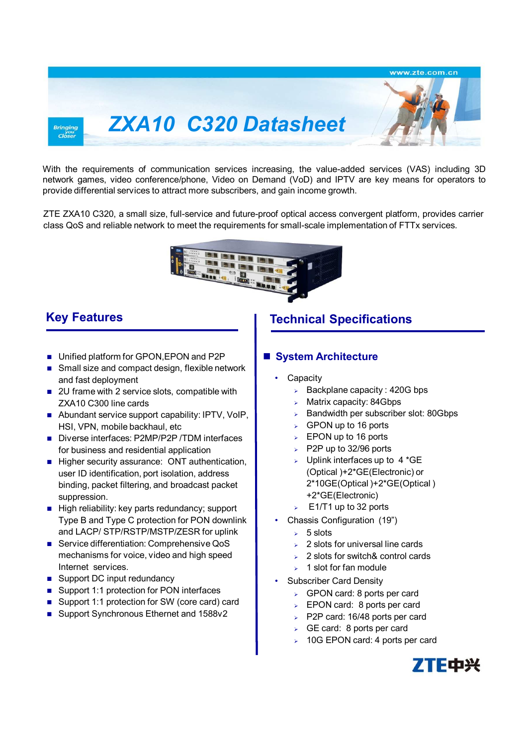# ZXA10 C320 Datasheet

With the requirements of communication services increasing, the value-added services (VAS) including 3D network games, video conference/phone, Video on Demand (VoD) and IPTV are key means for operators to provide differential services to attract more subscribers, and gain income growth.

ZTE ZXA10 C320, a small size, full-service and future-proof optical access convergent platform, provides carrier class QoS and reliable network to meet the requirements for small-scale implementation of FTTx services.

## Key Features

- Unified platform for GPON,EPON and P2P
- Small size and compact design, flexible network and fast deployment
- 2U frame with 2 service slots, compatible with ZXA10 C300 line cards
- Abundant service support capability: IPTV, VoIP, HSI, VPN, mobile backhaul, etc
- Diverse interfaces: P2MP/P2P /TDM interfaces for business and residential application
- Higher security assurance: ONT authentication, user ID identification, port isolation, address binding, packet filtering, and broadcast packet suppression.
- High reliability: key parts redundancy; support Type B and Type C protection for PON downlink and LACP/ STP/RSTP/MSTP/ZESR for uplink
- Service differentiation: Comprehensive QoS mechanisms for voice, video and high speed Internet services.
- Support DC input redundancy
- Support 1:1 protection for PON interfaces
- Support 1:1 protection for SW (core card) card
- Support Synchronous Ethernet and 1588v2

## Technical Specifications

### System Architecture

- Capacity
  - Backplane capacity : 420G bps
  - Matrix capacity: 84Gbps
  - Bandwidth per subscriber slot: 80Gbps
  - GPON up to 16 ports
  - EPON up to 16 ports
  - P2P up to 32/96 ports
  - Uplink interfaces up to 4 *GE (Optical )+2*GE(Electronic) or 2*10GE(Optical )+2*GE(Optical ) +2*GE(Electronic)
  - E1/T1 up to 32 ports
- Chassis Configuration (19")
  - 5 slots
  - 2 slots for universal line cards
  - 2 slots for switch& control cards
  - 1 slot for fan module
- Subscriber Card Density
  - GPON card: 8 ports per card
  - EPON card: 8 ports per card
  - P2P card: 16/48 ports per card
  - GE card: 8 ports per card
  - 10G EPON card: 4 ports per card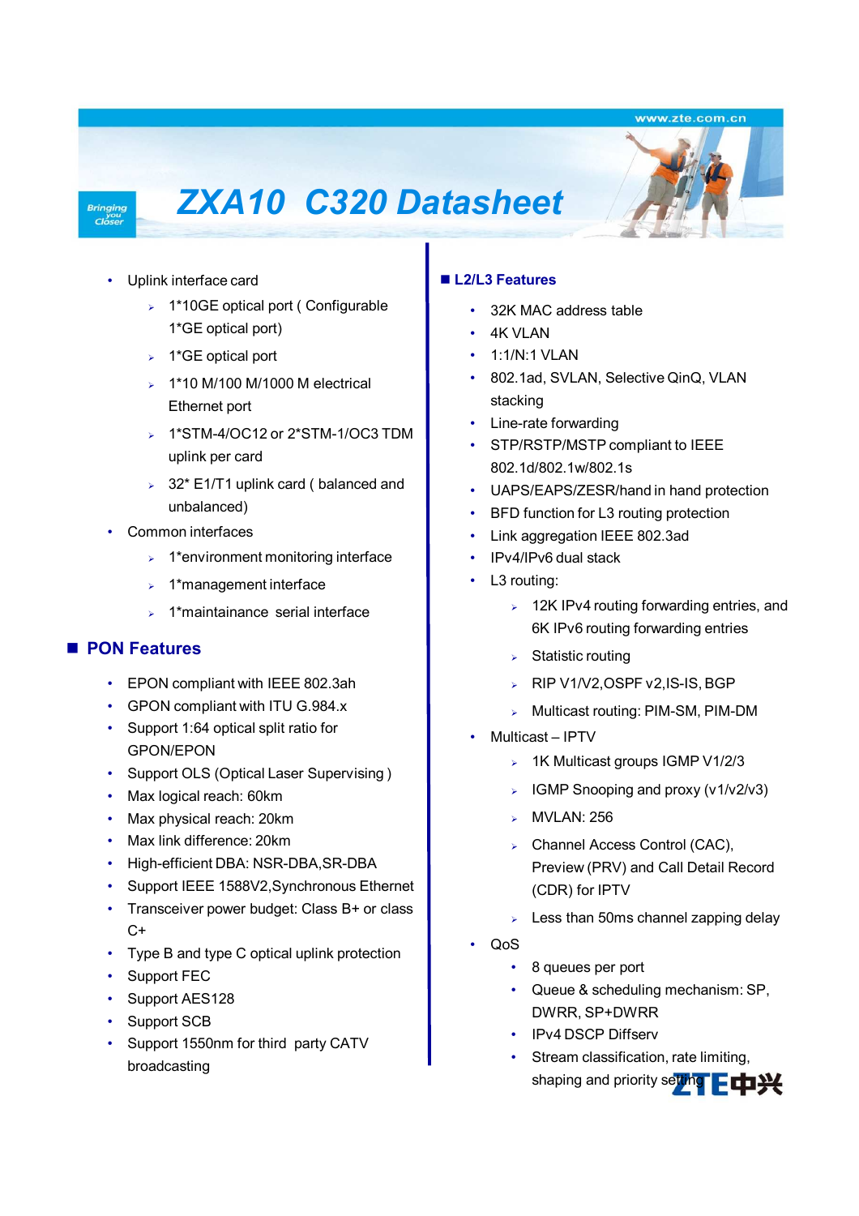# ZXA10 C320 Datasheet

- Uplink interface card
  - 1*10GE optical port ( Configurable 1*GE optical port)
  - 1*GE optical port
  - 1*10 M/100 M/1000 M electrical Ethernet port
  - 1*STM-4/OC12 or 2*STM-1/OC3 TDM uplink per card
  - 32* E1/T1 uplink card ( balanced and unbalanced)
- Common interfaces
  - 1*environment monitoring interface
  - 1*management interface
  - 1*maintainance serial interface

## PON Features

- EPON compliant with IEEE 802.3ah
- GPON compliant with ITU G.984.x
- Support 1:64 optical split ratio for GPON/EPON
- Support OLS (Optical Laser Supervising )
- Max logical reach: 60km
- Max physical reach: 20km
- Max link difference: 20km
- High-efficient DBA: NSR-DBA,SR-DBA
- Support IEEE 1588V2,Synchronous Ethernet
- Transceiver power budget: Class B+ or class C+
- Type B and type C optical uplink protection
- Support FEC
- Support AES128
- Support SCB
- Support 1550nm for third party CATV broadcasting

## L2/L3 Features

- 32K MAC address table
- 4K VLAN
- 1:1/N:1 VLAN
- 802.1ad, SVLAN, Selective QinQ, VLAN stacking
- Line-rate forwarding
- STP/RSTP/MSTP compliant to IEEE 802.1d/802.1w/802.1s
- UAPS/EAPS/ZESR/hand in hand protection
- BFD function for L3 routing protection
- Link aggregation IEEE 802.3ad
- IPv4/IPv6 dual stack
- L3 routing:
  - 12K IPv4 routing forwarding entries, and 6K IPv6 routing forwarding entries
  - Statistic routing
  - RIP V1/V2,OSPF v2,IS-IS, BGP
  - Multicast routing: PIM-SM, PIM-DM
- Multicast – IPTV
  - 1K Multicast groups IGMP V1/2/3
  - IGMP Snooping and proxy (v1/v2/v3)
  - MVLAN: 256
  - Channel Access Control (CAC), Preview (PRV) and Call Detail Record (CDR) for IPTV
  - Less than 50ms channel zapping delay
- QoS
  - 8 queues per port
  - Queue & scheduling mechanism: SP, DWRR, SP+DWRR
  - IPv4 DSCP Diffserv
  - Stream classification, rate limiting, shaping and priority setting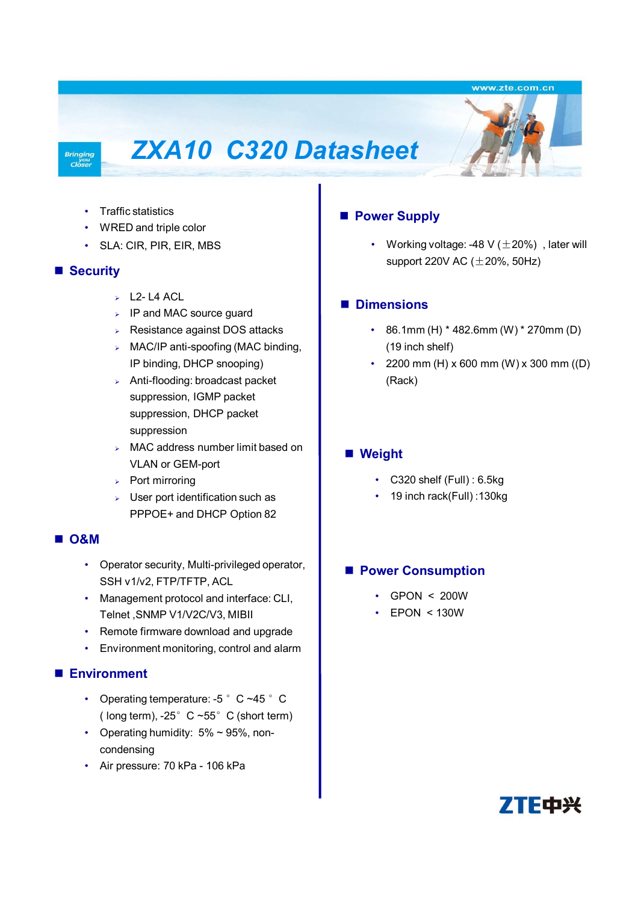# ZXA10 C320 Datasheet

- Traffic statistics
- WRED and triple color
- SLA: CIR, PIR, EIR, MBS

## Security

- L2- L4 ACL
- IP and MAC source guard
- Resistance against DOS attacks
- MAC/IP anti-spoofing (MAC binding, IP binding, DHCP snooping)
- Anti-flooding: broadcast packet suppression, IGMP packet suppression, DHCP packet suppression
- MAC address number limit based on VLAN or GEM-port
- Port mirroring
- User port identification such as PPPOE+ and DHCP Option 82

## O&M

- Operator security, Multi-privileged operator, SSH v1/v2, FTP/TFTP, ACL
- Management protocol and interface: CLI, Telnet ,SNMP V1/V2C/V3, MIBII
- Remote firmware download and upgrade
- Environment monitoring, control and alarm

## Environment

- Operating temperature: -5 ° C ~45 ° C ( long term), -25° C ~55° C (short term)
- Operating humidity: 5% ~ 95%, non-condensing
- Air pressure: 70 kPa - 106 kPa

## Power Supply

- Working voltage: -48 V (±20%) , later will support 220V AC (±20%, 50Hz)

## Dimensions

- 86.1mm (H) * 482.6mm (W) * 270mm (D) (19 inch shelf)
- 2200 mm (H) x 600 mm (W) x 300 mm ((D) (Rack)

## Weight

- C320 shelf (Full) : 6.5kg
- 19 inch rack(Full) :130kg

## Power Consumption

- GPON < 200W
- EPON < 130W